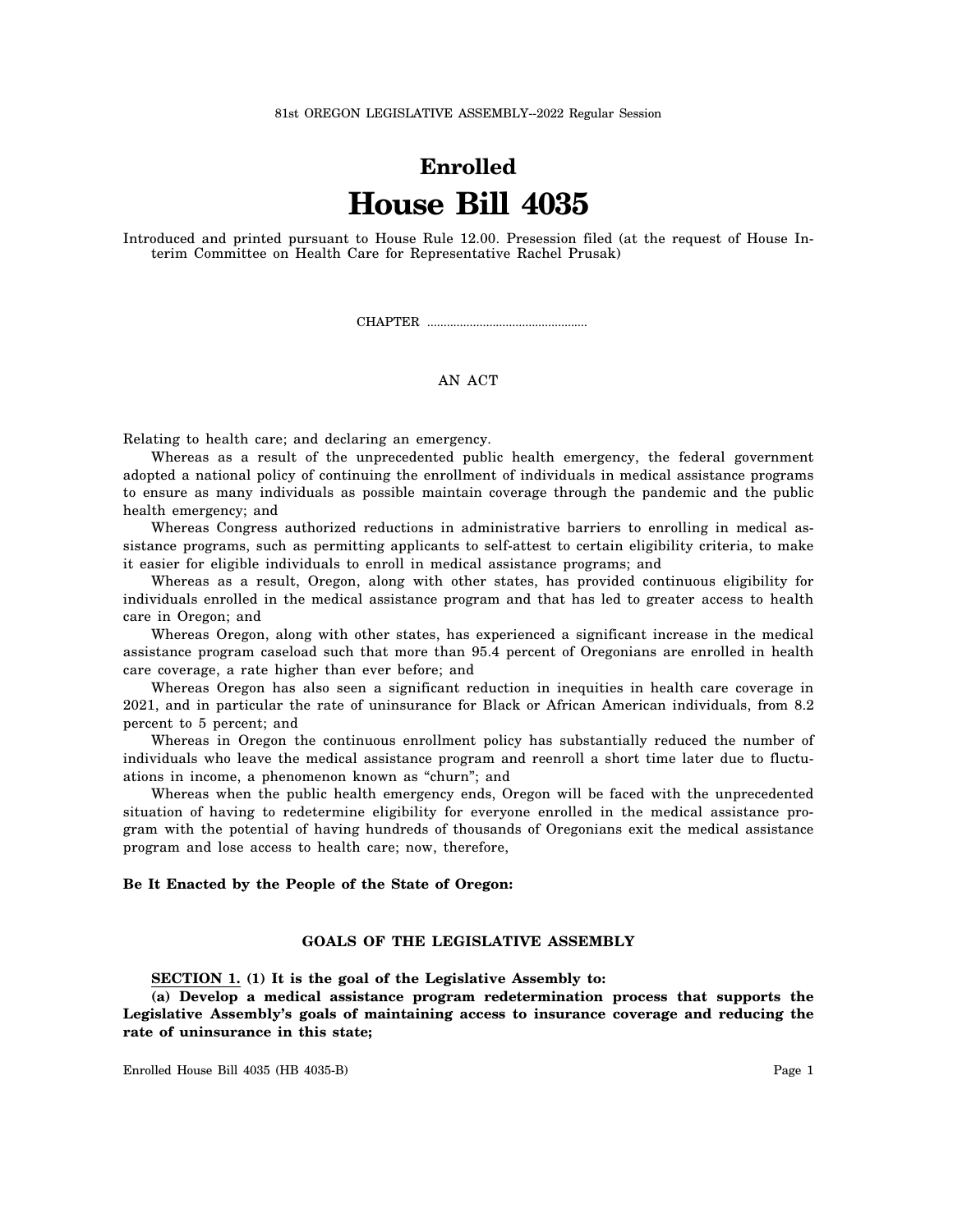81st OREGON LEGISLATIVE ASSEMBLY--2022 Regular Session

# Enrolled
# House Bill 4035

Introduced and printed pursuant to House Rule 12.00. Presession filed (at the request of House Interim Committee on Health Care for Representative Rachel Prusak)

CHAPTER ................................................

AN ACT

Relating to health care; and declaring an emergency.

Whereas as a result of the unprecedented public health emergency, the federal government adopted a national policy of continuing the enrollment of individuals in medical assistance programs to ensure as many individuals as possible maintain coverage through the pandemic and the public health emergency; and

Whereas Congress authorized reductions in administrative barriers to enrolling in medical assistance programs, such as permitting applicants to self-attest to certain eligibility criteria, to make it easier for eligible individuals to enroll in medical assistance programs; and

Whereas as a result, Oregon, along with other states, has provided continuous eligibility for individuals enrolled in the medical assistance program and that has led to greater access to health care in Oregon; and

Whereas Oregon, along with other states, has experienced a significant increase in the medical assistance program caseload such that more than 95.4 percent of Oregonians are enrolled in health care coverage, a rate higher than ever before; and

Whereas Oregon has also seen a significant reduction in inequities in health care coverage in 2021, and in particular the rate of uninsurance for Black or African American individuals, from 8.2 percent to 5 percent; and

Whereas in Oregon the continuous enrollment policy has substantially reduced the number of individuals who leave the medical assistance program and reenroll a short time later due to fluctuations in income, a phenomenon known as "churn"; and

Whereas when the public health emergency ends, Oregon will be faced with the unprecedented situation of having to redetermine eligibility for everyone enrolled in the medical assistance program with the potential of having hundreds of thousands of Oregonians exit the medical assistance program and lose access to health care; now, therefore,

**Be It Enacted by the People of the State of Oregon:**

## GOALS OF THE LEGISLATIVE ASSEMBLY

**SECTION 1. (1) It is the goal of the Legislative Assembly to:**

**(a) Develop a medical assistance program redetermination process that supports the Legislative Assembly's goals of maintaining access to insurance coverage and reducing the rate of uninsurance in this state;**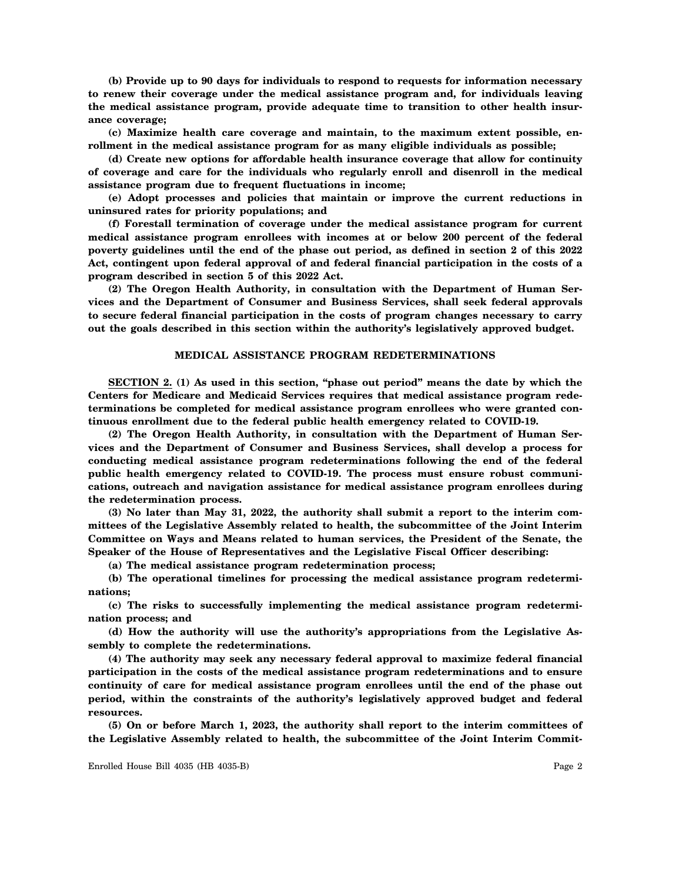**(b) Provide up to 90 days for individuals to respond to requests for information necessary to renew their coverage under the medical assistance program and, for individuals leaving the medical assistance program, provide adequate time to transition to other health insurance coverage;**

**(c) Maximize health care coverage and maintain, to the maximum extent possible, enrollment in the medical assistance program for as many eligible individuals as possible;**

**(d) Create new options for affordable health insurance coverage that allow for continuity of coverage and care for the individuals who regularly enroll and disenroll in the medical assistance program due to frequent fluctuations in income;**

**(e) Adopt processes and policies that maintain or improve the current reductions in uninsured rates for priority populations; and**

**(f) Forestall termination of coverage under the medical assistance program for current medical assistance program enrollees with incomes at or below 200 percent of the federal poverty guidelines until the end of the phase out period, as defined in section 2 of this 2022 Act, contingent upon federal approval of and federal financial participation in the costs of a program described in section 5 of this 2022 Act.**

**(2) The Oregon Health Authority, in consultation with the Department of Human Services and the Department of Consumer and Business Services, shall seek federal approvals to secure federal financial participation in the costs of program changes necessary to carry out the goals described in this section within the authority's legislatively approved budget.**

## MEDICAL ASSISTANCE PROGRAM REDETERMINATIONS

**SECTION 2. (1) As used in this section, "phase out period" means the date by which the Centers for Medicare and Medicaid Services requires that medical assistance program redeterminations be completed for medical assistance program enrollees who were granted continuous enrollment due to the federal public health emergency related to COVID-19.**

**(2) The Oregon Health Authority, in consultation with the Department of Human Services and the Department of Consumer and Business Services, shall develop a process for conducting medical assistance program redeterminations following the end of the federal public health emergency related to COVID-19. The process must ensure robust communications, outreach and navigation assistance for medical assistance program enrollees during the redetermination process.**

**(3) No later than May 31, 2022, the authority shall submit a report to the interim committees of the Legislative Assembly related to health, the subcommittee of the Joint Interim Committee on Ways and Means related to human services, the President of the Senate, the Speaker of the House of Representatives and the Legislative Fiscal Officer describing:**

**(a) The medical assistance program redetermination process;**

**(b) The operational timelines for processing the medical assistance program redeterminations;**

**(c) The risks to successfully implementing the medical assistance program redetermination process; and**

**(d) How the authority will use the authority's appropriations from the Legislative Assembly to complete the redeterminations.**

**(4) The authority may seek any necessary federal approval to maximize federal financial participation in the costs of the medical assistance program redeterminations and to ensure continuity of care for medical assistance program enrollees until the end of the phase out period, within the constraints of the authority's legislatively approved budget and federal resources.**

**(5) On or before March 1, 2023, the authority shall report to the interim committees of the Legislative Assembly related to health, the subcommittee of the Joint Interim Commit-**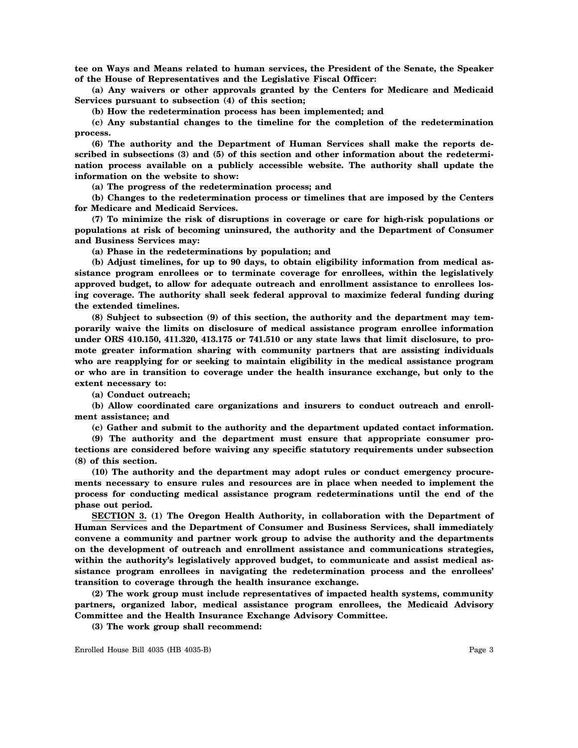**tee on Ways and Means related to human services, the President of the Senate, the Speaker of the House of Representatives and the Legislative Fiscal Officer:**

**(a) Any waivers or other approvals granted by the Centers for Medicare and Medicaid Services pursuant to subsection (4) of this section;**

**(b) How the redetermination process has been implemented; and**

**(c) Any substantial changes to the timeline for the completion of the redetermination process.**

**(6) The authority and the Department of Human Services shall make the reports described in subsections (3) and (5) of this section and other information about the redetermination process available on a publicly accessible website. The authority shall update the information on the website to show:**

**(a) The progress of the redetermination process; and**

**(b) Changes to the redetermination process or timelines that are imposed by the Centers for Medicare and Medicaid Services.**

**(7) To minimize the risk of disruptions in coverage or care for high-risk populations or populations at risk of becoming uninsured, the authority and the Department of Consumer and Business Services may:**

**(a) Phase in the redeterminations by population; and**

**(b) Adjust timelines, for up to 90 days, to obtain eligibility information from medical assistance program enrollees or to terminate coverage for enrollees, within the legislatively approved budget, to allow for adequate outreach and enrollment assistance to enrollees losing coverage. The authority shall seek federal approval to maximize federal funding during the extended timelines.**

**(8) Subject to subsection (9) of this section, the authority and the department may temporarily waive the limits on disclosure of medical assistance program enrollee information under ORS 410.150, 411.320, 413.175 or 741.510 or any state laws that limit disclosure, to promote greater information sharing with community partners that are assisting individuals who are reapplying for or seeking to maintain eligibility in the medical assistance program or who are in transition to coverage under the health insurance exchange, but only to the extent necessary to:**

**(a) Conduct outreach;**

**(b) Allow coordinated care organizations and insurers to conduct outreach and enrollment assistance; and**

**(c) Gather and submit to the authority and the department updated contact information.**

**(9) The authority and the department must ensure that appropriate consumer protections are considered before waiving any specific statutory requirements under subsection (8) of this section.**

**(10) The authority and the department may adopt rules or conduct emergency procurements necessary to ensure rules and resources are in place when needed to implement the process for conducting medical assistance program redeterminations until the end of the phase out period.**

**SECTION 3. (1) The Oregon Health Authority, in collaboration with the Department of Human Services and the Department of Consumer and Business Services, shall immediately convene a community and partner work group to advise the authority and the departments on the development of outreach and enrollment assistance and communications strategies, within the authority's legislatively approved budget, to communicate and assist medical assistance program enrollees in navigating the redetermination process and the enrollees' transition to coverage through the health insurance exchange.**

**(2) The work group must include representatives of impacted health systems, community partners, organized labor, medical assistance program enrollees, the Medicaid Advisory Committee and the Health Insurance Exchange Advisory Committee.**

**(3) The work group shall recommend:**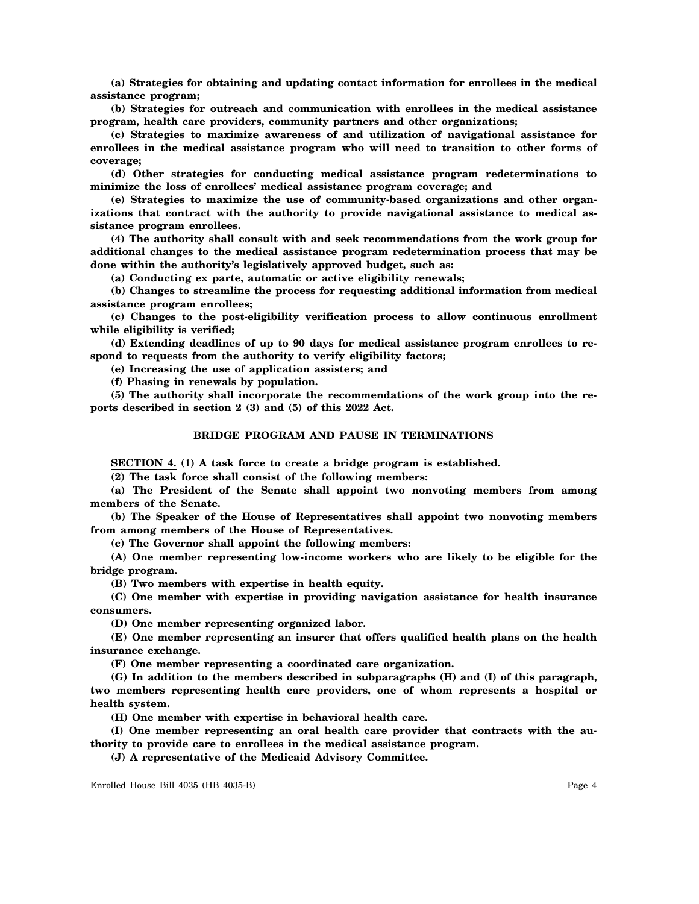**(a) Strategies for obtaining and updating contact information for enrollees in the medical assistance program;**

**(b) Strategies for outreach and communication with enrollees in the medical assistance program, health care providers, community partners and other organizations;**

**(c) Strategies to maximize awareness of and utilization of navigational assistance for enrollees in the medical assistance program who will need to transition to other forms of coverage;**

**(d) Other strategies for conducting medical assistance program redeterminations to minimize the loss of enrollees' medical assistance program coverage; and**

**(e) Strategies to maximize the use of community-based organizations and other organizations that contract with the authority to provide navigational assistance to medical assistance program enrollees.**

**(4) The authority shall consult with and seek recommendations from the work group for additional changes to the medical assistance program redetermination process that may be done within the authority's legislatively approved budget, such as:**

**(a) Conducting ex parte, automatic or active eligibility renewals;**

**(b) Changes to streamline the process for requesting additional information from medical assistance program enrollees;**

**(c) Changes to the post-eligibility verification process to allow continuous enrollment while eligibility is verified;**

**(d) Extending deadlines of up to 90 days for medical assistance program enrollees to respond to requests from the authority to verify eligibility factors;**

**(e) Increasing the use of application assisters; and**

**(f) Phasing in renewals by population.**

**(5) The authority shall incorporate the recommendations of the work group into the reports described in section 2 (3) and (5) of this 2022 Act.**

## BRIDGE PROGRAM AND PAUSE IN TERMINATIONS

**SECTION 4. (1) A task force to create a bridge program is established.**

**(2) The task force shall consist of the following members:**

**(a) The President of the Senate shall appoint two nonvoting members from among members of the Senate.**

**(b) The Speaker of the House of Representatives shall appoint two nonvoting members from among members of the House of Representatives.**

**(c) The Governor shall appoint the following members:**

**(A) One member representing low-income workers who are likely to be eligible for the bridge program.**

**(B) Two members with expertise in health equity.**

**(C) One member with expertise in providing navigation assistance for health insurance consumers.**

**(D) One member representing organized labor.**

**(E) One member representing an insurer that offers qualified health plans on the health insurance exchange.**

**(F) One member representing a coordinated care organization.**

**(G) In addition to the members described in subparagraphs (H) and (I) of this paragraph, two members representing health care providers, one of whom represents a hospital or health system.**

**(H) One member with expertise in behavioral health care.**

**(I) One member representing an oral health care provider that contracts with the authority to provide care to enrollees in the medical assistance program.**

**(J) A representative of the Medicaid Advisory Committee.**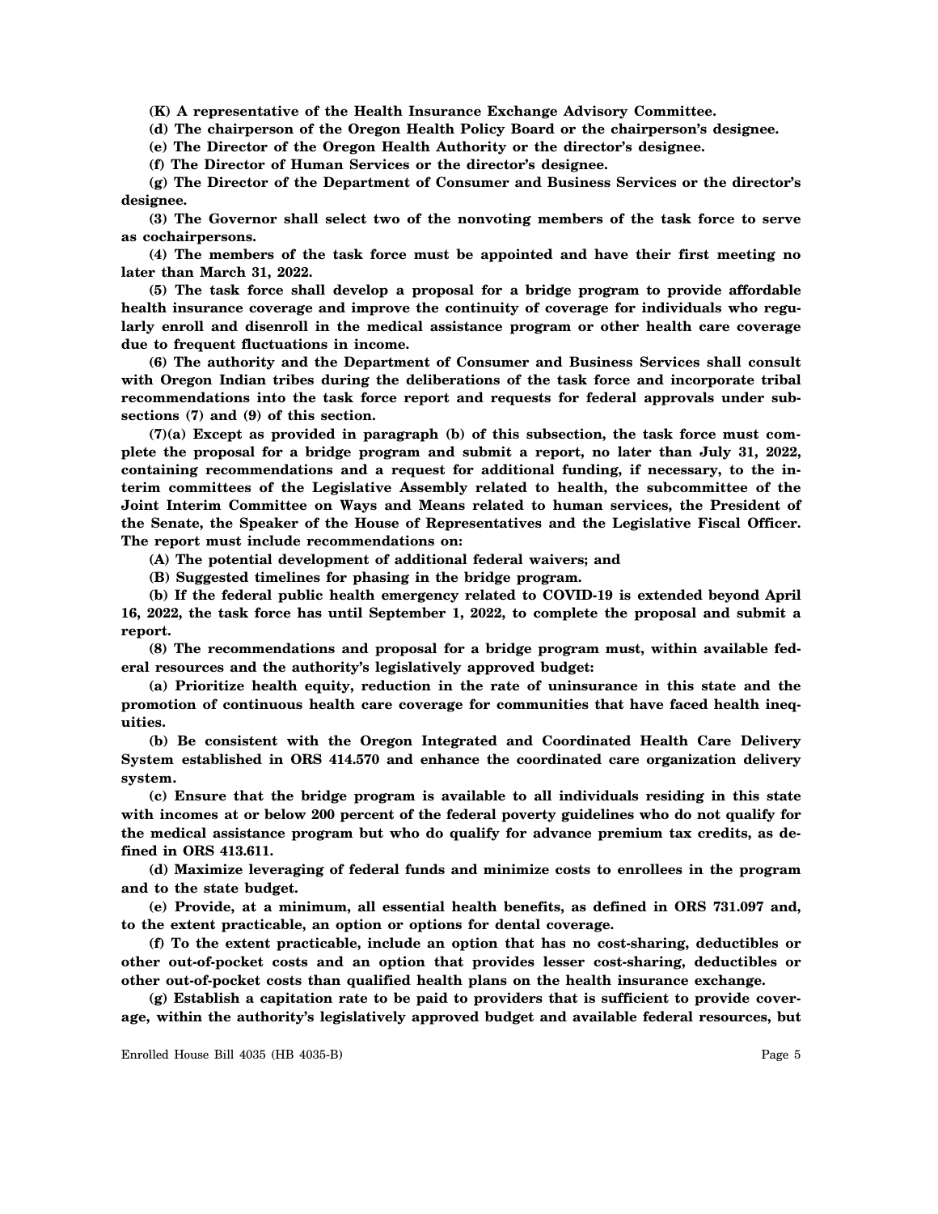**(K) A representative of the Health Insurance Exchange Advisory Committee.**

**(d) The chairperson of the Oregon Health Policy Board or the chairperson's designee.**

**(e) The Director of the Oregon Health Authority or the director's designee.**

**(f) The Director of Human Services or the director's designee.**

**(g) The Director of the Department of Consumer and Business Services or the director's designee.**

**(3) The Governor shall select two of the nonvoting members of the task force to serve as cochairpersons.**

**(4) The members of the task force must be appointed and have their first meeting no later than March 31, 2022.**

**(5) The task force shall develop a proposal for a bridge program to provide affordable health insurance coverage and improve the continuity of coverage for individuals who regularly enroll and disenroll in the medical assistance program or other health care coverage due to frequent fluctuations in income.**

**(6) The authority and the Department of Consumer and Business Services shall consult with Oregon Indian tribes during the deliberations of the task force and incorporate tribal recommendations into the task force report and requests for federal approvals under subsections (7) and (9) of this section.**

**(7)(a) Except as provided in paragraph (b) of this subsection, the task force must complete the proposal for a bridge program and submit a report, no later than July 31, 2022, containing recommendations and a request for additional funding, if necessary, to the interim committees of the Legislative Assembly related to health, the subcommittee of the Joint Interim Committee on Ways and Means related to human services, the President of the Senate, the Speaker of the House of Representatives and the Legislative Fiscal Officer. The report must include recommendations on:**

**(A) The potential development of additional federal waivers; and**

**(B) Suggested timelines for phasing in the bridge program.**

**(b) If the federal public health emergency related to COVID-19 is extended beyond April 16, 2022, the task force has until September 1, 2022, to complete the proposal and submit a report.**

**(8) The recommendations and proposal for a bridge program must, within available federal resources and the authority's legislatively approved budget:**

**(a) Prioritize health equity, reduction in the rate of uninsurance in this state and the promotion of continuous health care coverage for communities that have faced health inequities.**

**(b) Be consistent with the Oregon Integrated and Coordinated Health Care Delivery System established in ORS 414.570 and enhance the coordinated care organization delivery system.**

**(c) Ensure that the bridge program is available to all individuals residing in this state with incomes at or below 200 percent of the federal poverty guidelines who do not qualify for the medical assistance program but who do qualify for advance premium tax credits, as defined in ORS 413.611.**

**(d) Maximize leveraging of federal funds and minimize costs to enrollees in the program and to the state budget.**

**(e) Provide, at a minimum, all essential health benefits, as defined in ORS 731.097 and, to the extent practicable, an option or options for dental coverage.**

**(f) To the extent practicable, include an option that has no cost-sharing, deductibles or other out-of-pocket costs and an option that provides lesser cost-sharing, deductibles or other out-of-pocket costs than qualified health plans on the health insurance exchange.**

**(g) Establish a capitation rate to be paid to providers that is sufficient to provide coverage, within the authority's legislatively approved budget and available federal resources, but**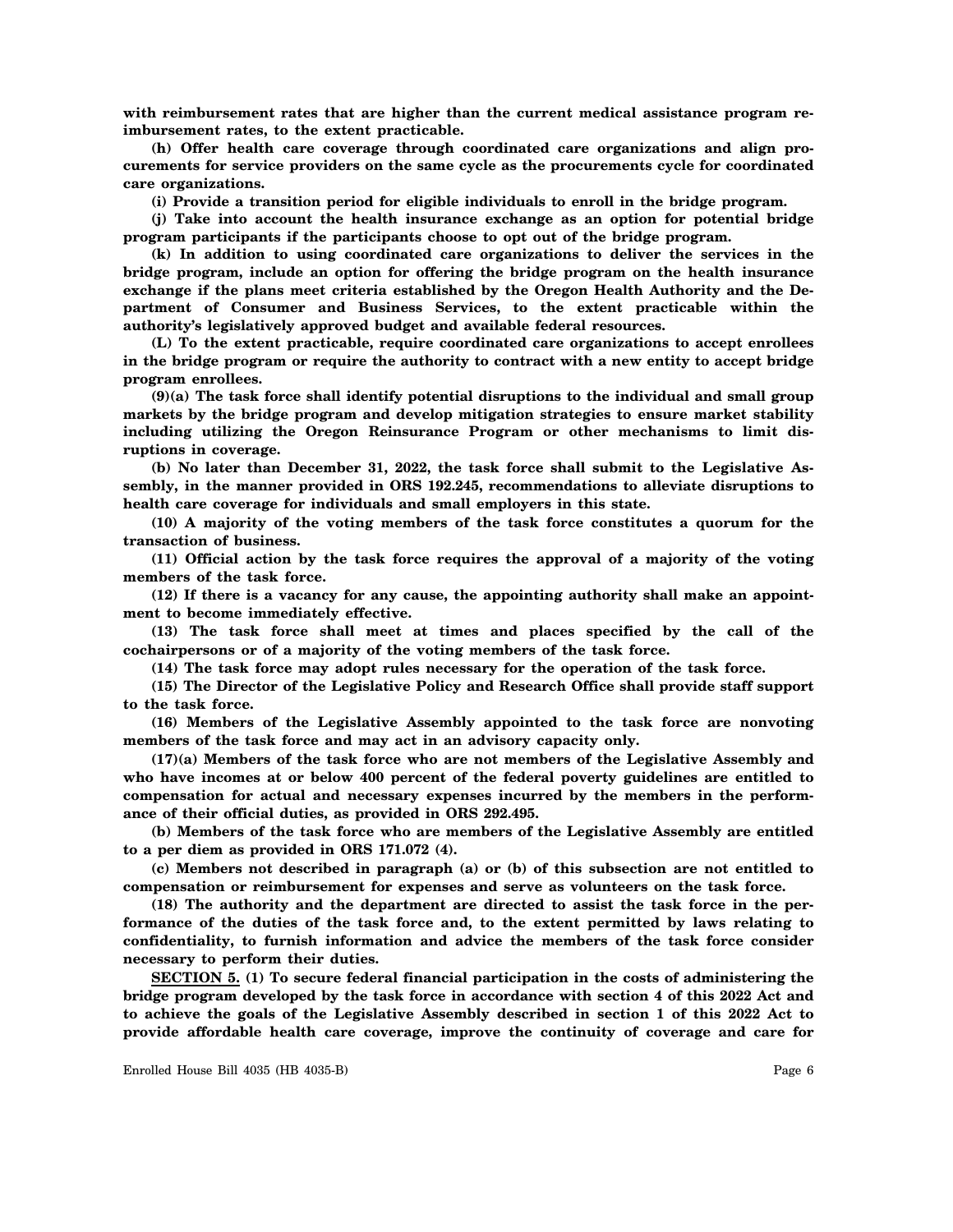**with reimbursement rates that are higher than the current medical assistance program reimbursement rates, to the extent practicable.**

**(h) Offer health care coverage through coordinated care organizations and align procurements for service providers on the same cycle as the procurements cycle for coordinated care organizations.**

**(i) Provide a transition period for eligible individuals to enroll in the bridge program.**

**(j) Take into account the health insurance exchange as an option for potential bridge program participants if the participants choose to opt out of the bridge program.**

**(k) In addition to using coordinated care organizations to deliver the services in the bridge program, include an option for offering the bridge program on the health insurance exchange if the plans meet criteria established by the Oregon Health Authority and the Department of Consumer and Business Services, to the extent practicable within the authority's legislatively approved budget and available federal resources.**

**(L) To the extent practicable, require coordinated care organizations to accept enrollees in the bridge program or require the authority to contract with a new entity to accept bridge program enrollees.**

**(9)(a) The task force shall identify potential disruptions to the individual and small group markets by the bridge program and develop mitigation strategies to ensure market stability including utilizing the Oregon Reinsurance Program or other mechanisms to limit disruptions in coverage.**

**(b) No later than December 31, 2022, the task force shall submit to the Legislative Assembly, in the manner provided in ORS 192.245, recommendations to alleviate disruptions to health care coverage for individuals and small employers in this state.**

**(10) A majority of the voting members of the task force constitutes a quorum for the transaction of business.**

**(11) Official action by the task force requires the approval of a majority of the voting members of the task force.**

**(12) If there is a vacancy for any cause, the appointing authority shall make an appointment to become immediately effective.**

**(13) The task force shall meet at times and places specified by the call of the cochairpersons or of a majority of the voting members of the task force.**

**(14) The task force may adopt rules necessary for the operation of the task force.**

**(15) The Director of the Legislative Policy and Research Office shall provide staff support to the task force.**

**(16) Members of the Legislative Assembly appointed to the task force are nonvoting members of the task force and may act in an advisory capacity only.**

**(17)(a) Members of the task force who are not members of the Legislative Assembly and who have incomes at or below 400 percent of the federal poverty guidelines are entitled to compensation for actual and necessary expenses incurred by the members in the performance of their official duties, as provided in ORS 292.495.**

**(b) Members of the task force who are members of the Legislative Assembly are entitled to a per diem as provided in ORS 171.072 (4).**

**(c) Members not described in paragraph (a) or (b) of this subsection are not entitled to compensation or reimbursement for expenses and serve as volunteers on the task force.**

**(18) The authority and the department are directed to assist the task force in the performance of the duties of the task force and, to the extent permitted by laws relating to confidentiality, to furnish information and advice the members of the task force consider necessary to perform their duties.**

**SECTION 5. (1) To secure federal financial participation in the costs of administering the bridge program developed by the task force in accordance with section 4 of this 2022 Act and to achieve the goals of the Legislative Assembly described in section 1 of this 2022 Act to provide affordable health care coverage, improve the continuity of coverage and care for**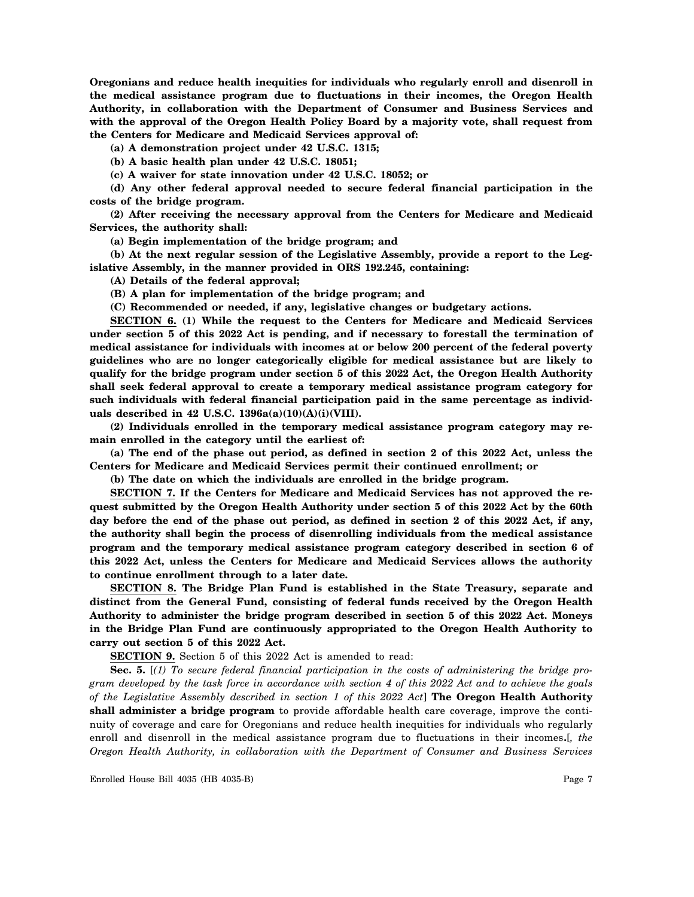**Oregonians and reduce health inequities for individuals who regularly enroll and disenroll in the medical assistance program due to fluctuations in their incomes, the Oregon Health Authority, in collaboration with the Department of Consumer and Business Services and with the approval of the Oregon Health Policy Board by a majority vote, shall request from the Centers for Medicare and Medicaid Services approval of:**

**(a) A demonstration project under 42 U.S.C. 1315;**

**(b) A basic health plan under 42 U.S.C. 18051;**

**(c) A waiver for state innovation under 42 U.S.C. 18052; or**

**(d) Any other federal approval needed to secure federal financial participation in the costs of the bridge program.**

**(2) After receiving the necessary approval from the Centers for Medicare and Medicaid Services, the authority shall:**

**(a) Begin implementation of the bridge program; and**

**(b) At the next regular session of the Legislative Assembly, provide a report to the Legislative Assembly, in the manner provided in ORS 192.245, containing:**

**(A) Details of the federal approval;**

**(B) A plan for implementation of the bridge program; and**

**(C) Recommended or needed, if any, legislative changes or budgetary actions.**

**SECTION 6. (1) While the request to the Centers for Medicare and Medicaid Services under section 5 of this 2022 Act is pending, and if necessary to forestall the termination of medical assistance for individuals with incomes at or below 200 percent of the federal poverty guidelines who are no longer categorically eligible for medical assistance but are likely to qualify for the bridge program under section 5 of this 2022 Act, the Oregon Health Authority shall seek federal approval to create a temporary medical assistance program category for such individuals with federal financial participation paid in the same percentage as individuals described in 42 U.S.C. 1396a(a)(10)(A)(i)(VIII).**

**(2) Individuals enrolled in the temporary medical assistance program category may remain enrolled in the category until the earliest of:**

**(a) The end of the phase out period, as defined in section 2 of this 2022 Act, unless the Centers for Medicare and Medicaid Services permit their continued enrollment; or**

**(b) The date on which the individuals are enrolled in the bridge program.**

**SECTION 7. If the Centers for Medicare and Medicaid Services has not approved the request submitted by the Oregon Health Authority under section 5 of this 2022 Act by the 60th day before the end of the phase out period, as defined in section 2 of this 2022 Act, if any, the authority shall begin the process of disenrolling individuals from the medical assistance program and the temporary medical assistance program category described in section 6 of this 2022 Act, unless the Centers for Medicare and Medicaid Services allows the authority to continue enrollment through to a later date.**

**SECTION 8. The Bridge Plan Fund is established in the State Treasury, separate and distinct from the General Fund, consisting of federal funds received by the Oregon Health Authority to administer the bridge program described in section 5 of this 2022 Act. Moneys in the Bridge Plan Fund are continuously appropriated to the Oregon Health Authority to carry out section 5 of this 2022 Act.**

**SECTION 9.** Section 5 of this 2022 Act is amended to read:

**Sec. 5.** [*(1) To secure federal financial participation in the costs of administering the bridge program developed by the task force in accordance with section 4 of this 2022 Act and to achieve the goals of the Legislative Assembly described in section 1 of this 2022 Act*] **The Oregon Health Authority shall administer a bridge program** to provide affordable health care coverage, improve the continuity of coverage and care for Oregonians and reduce health inequities for individuals who regularly enroll and disenroll in the medical assistance program due to fluctuations in their incomes**.**[*, the Oregon Health Authority, in collaboration with the Department of Consumer and Business Services*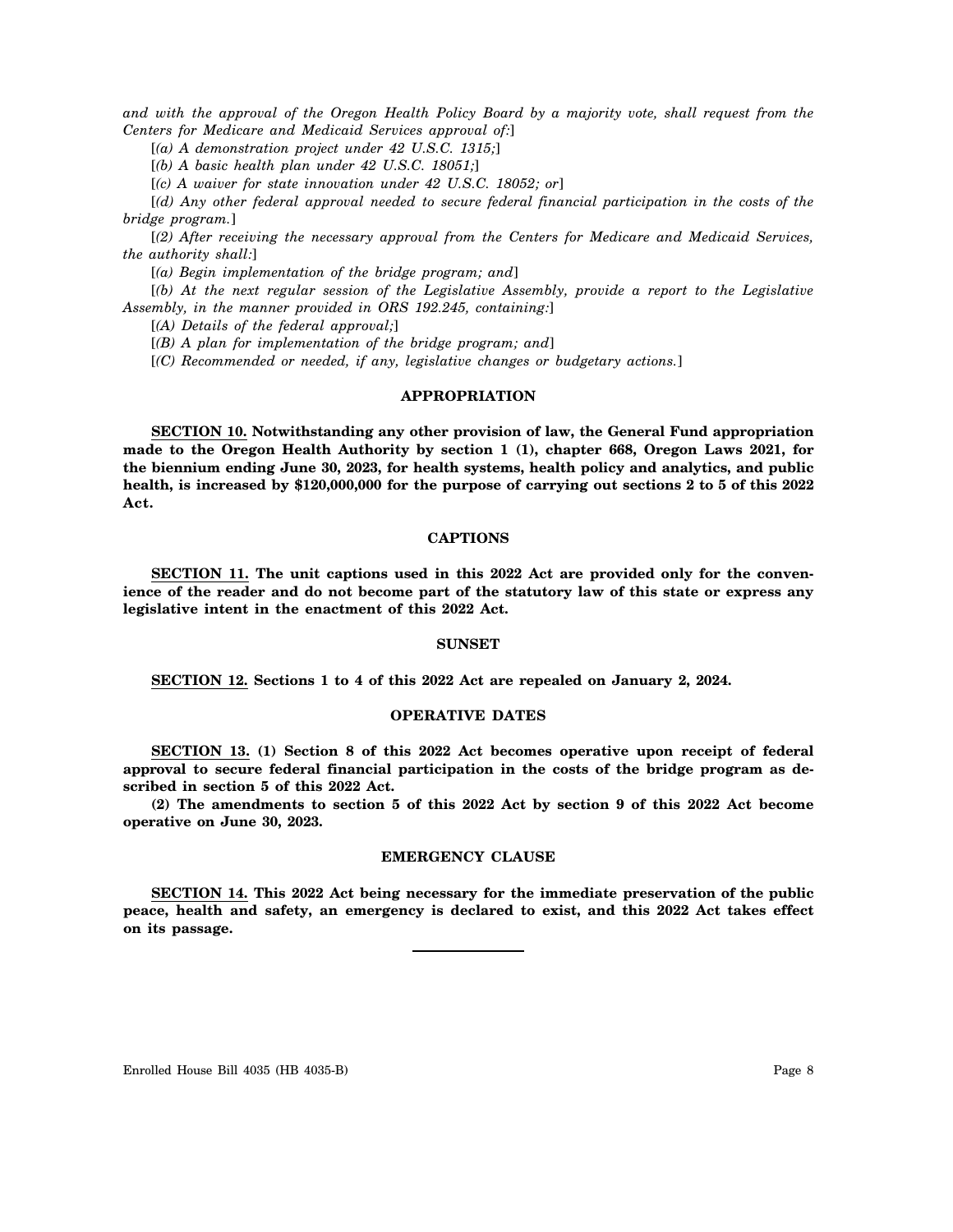*and with the approval of the Oregon Health Policy Board by a majority vote, shall request from the Centers for Medicare and Medicaid Services approval of:*]

[*(a) A demonstration project under 42 U.S.C. 1315;*]

[*(b) A basic health plan under 42 U.S.C. 18051;*]

[*(c) A waiver for state innovation under 42 U.S.C. 18052; or*]

[*(d) Any other federal approval needed to secure federal financial participation in the costs of the bridge program.*]

[*(2) After receiving the necessary approval from the Centers for Medicare and Medicaid Services, the authority shall:*]

[*(a) Begin implementation of the bridge program; and*]

[*(b) At the next regular session of the Legislative Assembly, provide a report to the Legislative Assembly, in the manner provided in ORS 192.245, containing:*]

[*(A) Details of the federal approval;*]

[*(B) A plan for implementation of the bridge program; and*]

[*(C) Recommended or needed, if any, legislative changes or budgetary actions.*]

**APPROPRIATION**

**SECTION 10. Notwithstanding any other provision of law, the General Fund appropriation made to the Oregon Health Authority by section 1 (1), chapter 668, Oregon Laws 2021, for the biennium ending June 30, 2023, for health systems, health policy and analytics, and public health, is increased by $120,000,000 for the purpose of carrying out sections 2 to 5 of this 2022 Act.**

**CAPTIONS**

**SECTION 11. The unit captions used in this 2022 Act are provided only for the convenience of the reader and do not become part of the statutory law of this state or express any legislative intent in the enactment of this 2022 Act.**

**SUNSET**

**SECTION 12. Sections 1 to 4 of this 2022 Act are repealed on January 2, 2024.**

**OPERATIVE DATES**

**SECTION 13. (1) Section 8 of this 2022 Act becomes operative upon receipt of federal approval to secure federal financial participation in the costs of the bridge program as described in section 5 of this 2022 Act.**

**(2) The amendments to section 5 of this 2022 Act by section 9 of this 2022 Act become operative on June 30, 2023.**

**EMERGENCY CLAUSE**

**SECTION 14. This 2022 Act being necessary for the immediate preservation of the public peace, health and safety, an emergency is declared to exist, and this 2022 Act takes effect on its passage.**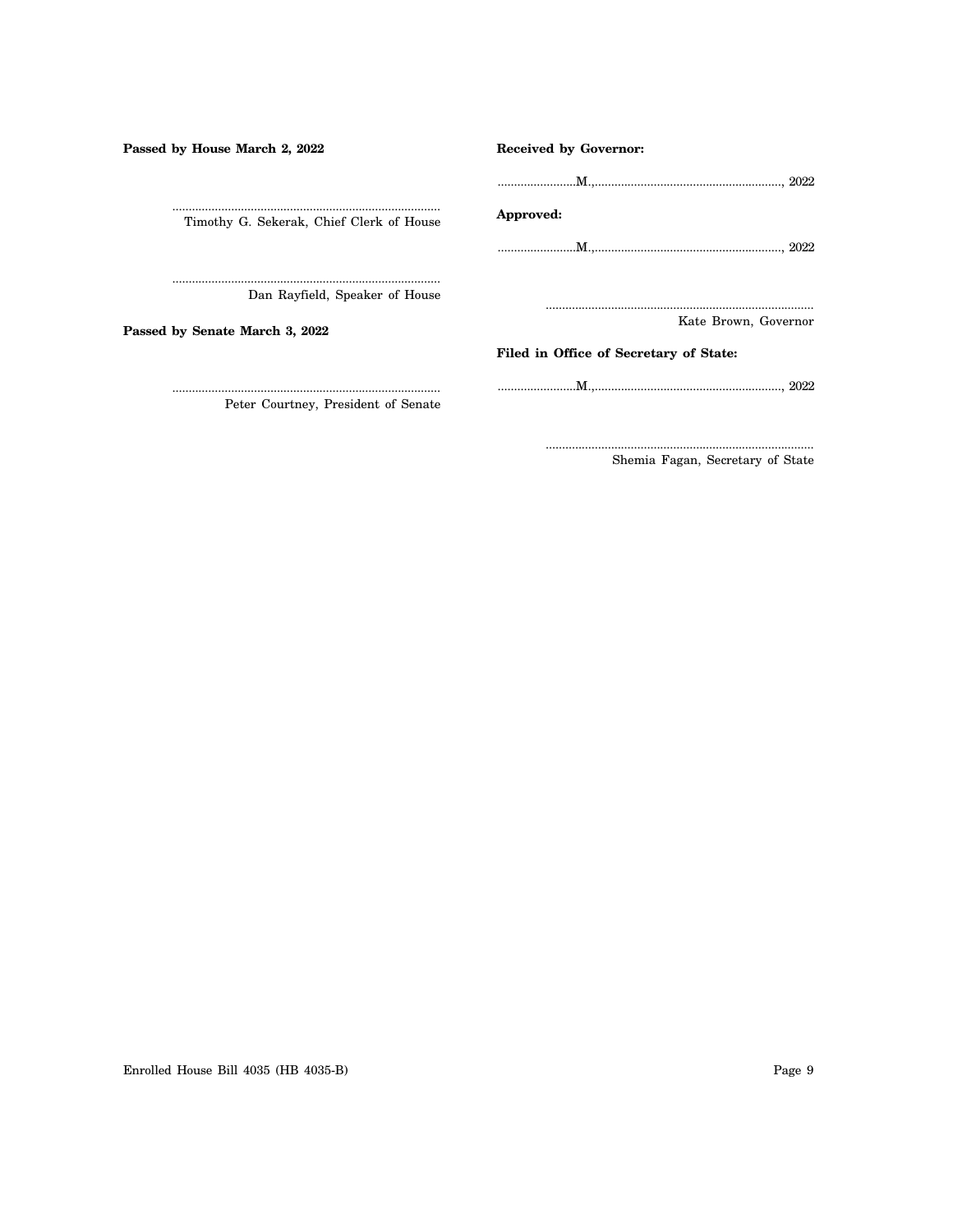**Passed by House March 2, 2022**

..................................................................................
Timothy G. Sekerak, Chief Clerk of House

..................................................................................
Dan Rayfield, Speaker of House

**Passed by Senate March 3, 2022**

..................................................................................
Peter Courtney, President of Senate

**Received by Governor:**

........................M.,........................................................., 2022

**Approved:**

........................M.,........................................................., 2022

..................................................................................
Kate Brown, Governor

**Filed in Office of Secretary of State:**

........................M.,........................................................., 2022

..................................................................................
Shemia Fagan, Secretary of State